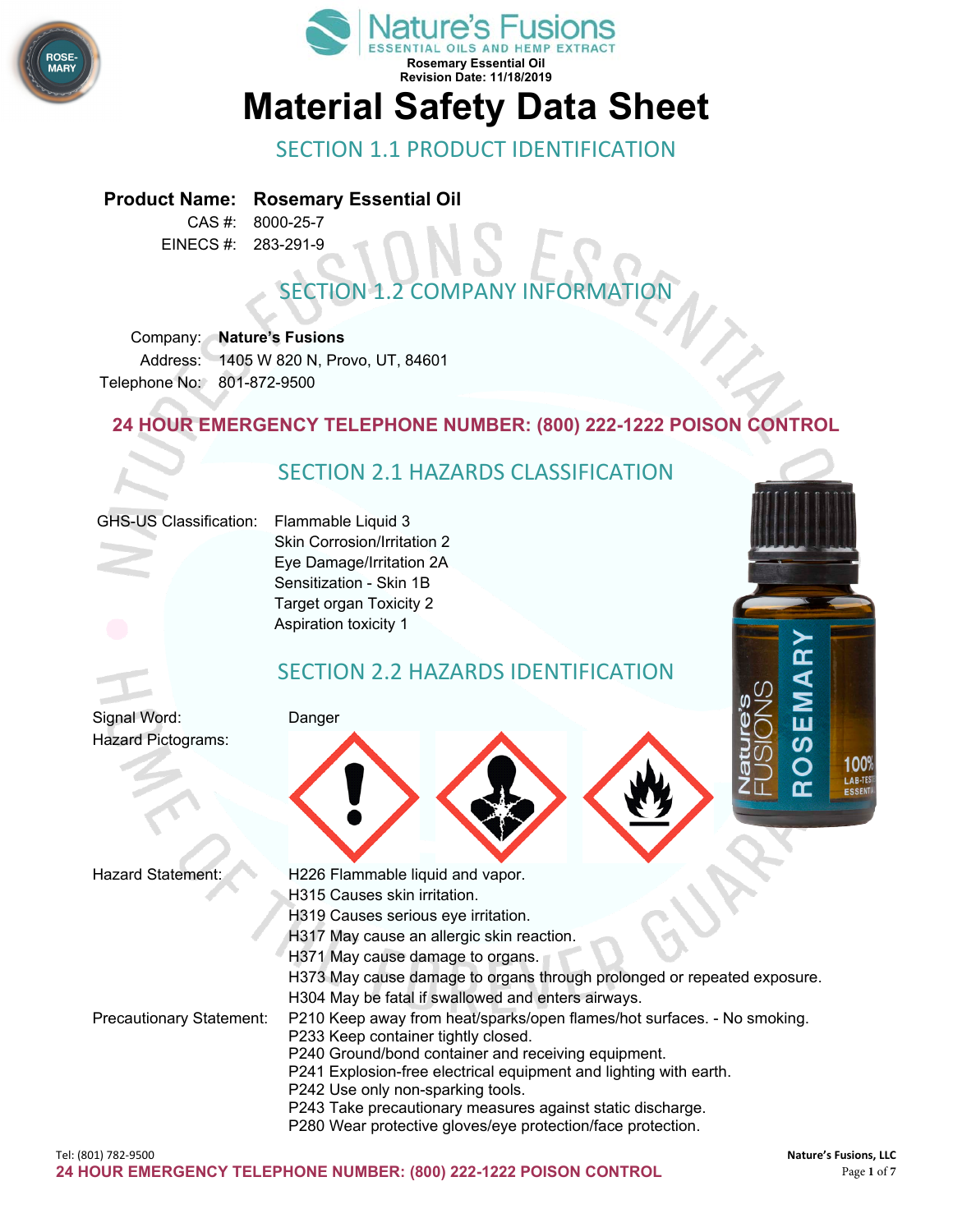Nature's Fusions
ESSENTIAL OILS AND HEMP EXTRACT

**Rosemary Essential Oil**
**Revision Date: 11/18/2019**

# Material Safety Data Sheet

## SECTION 1.1 PRODUCT IDENTIFICATION

**Product Name:** **Rosemary Essential Oil**
CAS #: 8000-25-7
EINECS #: 283-291-9

## SECTION 1.2 COMPANY INFORMATION

Company: **Nature's Fusions**
Address: 1405 W 820 N, Provo, UT, 84601
Telephone No: 801-872-9500

**24 HOUR EMERGENCY TELEPHONE NUMBER: (800) 222-1222 POISON CONTROL**

## SECTION 2.1 HAZARDS CLASSIFICATION

GHS-US Classification:
- Flammable Liquid 3
- Skin Corrosion/Irritation 2
- Eye Damage/Irritation 2A
- Sensitization - Skin 1B
- Target organ Toxicity 2
- Aspiration toxicity 1

## SECTION 2.2 HAZARDS IDENTIFICATION

Signal Word: Danger

Hazard Pictograms:

Hazard Statement:
- H226 Flammable liquid and vapor.
- H315 Causes skin irritation.
- H319 Causes serious eye irritation.
- H317 May cause an allergic skin reaction.
- H371 May cause damage to organs.
- H373 May cause damage to organs through prolonged or repeated exposure.
- H304 May be fatal if swallowed and enters airways.

Precautionary Statement:
- P210 Keep away from heat/sparks/open flames/hot surfaces. - No smoking.
- P233 Keep container tightly closed.
- P240 Ground/bond container and receiving equipment.
- P241 Explosion-free electrical equipment and lighting with earth.
- P242 Use only non-sparking tools.
- P243 Take precautionary measures against static discharge.
- P280 Wear protective gloves/eye protection/face protection.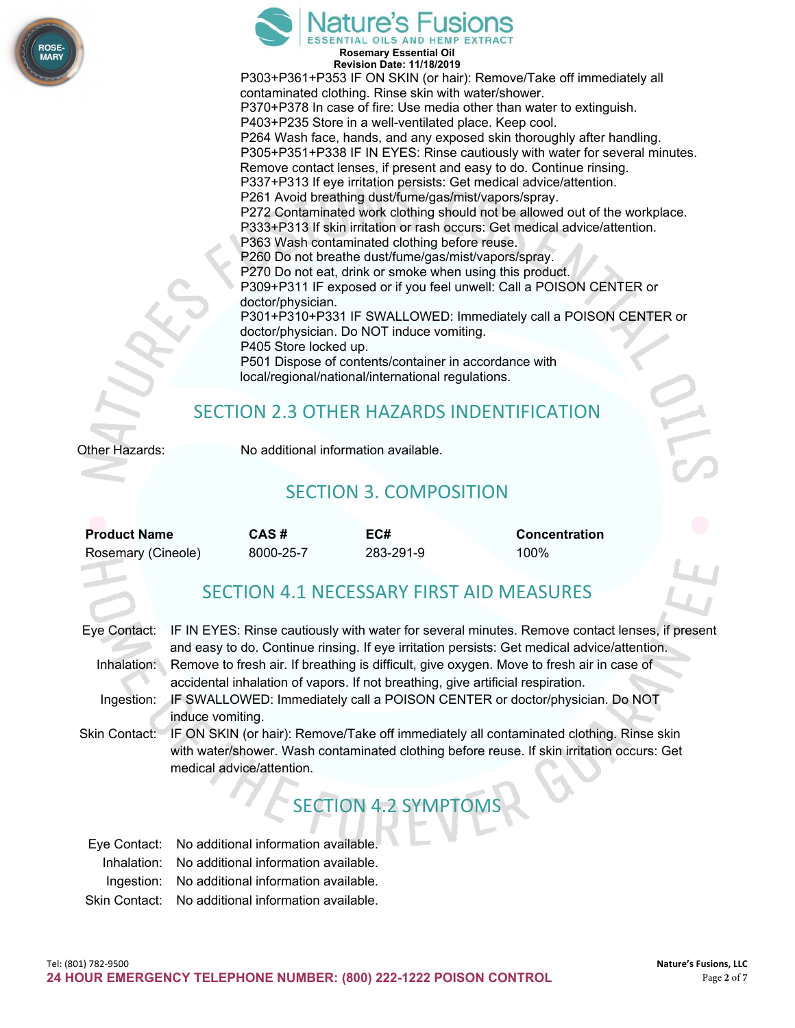P303+P361+P353 IF ON SKIN (or hair): Remove/Take off immediately all contaminated clothing. Rinse skin with water/shower.
P370+P378 In case of fire: Use media other than water to extinguish.
P403+P235 Store in a well-ventilated place. Keep cool.
P264 Wash face, hands, and any exposed skin thoroughly after handling.
P305+P351+P338 IF IN EYES: Rinse cautiously with water for several minutes. Remove contact lenses, if present and easy to do. Continue rinsing.
P337+P313 If eye irritation persists: Get medical advice/attention.
P261 Avoid breathing dust/fume/gas/mist/vapors/spray.
P272 Contaminated work clothing should not be allowed out of the workplace.
P333+P313 If skin irritation or rash occurs: Get medical advice/attention.
P363 Wash contaminated clothing before reuse.
P260 Do not breathe dust/fume/gas/mist/vapors/spray.
P270 Do not eat, drink or smoke when using this product.
P309+P311 IF exposed or if you feel unwell: Call a POISON CENTER or doctor/physician.
P301+P310+P331 IF SWALLOWED: Immediately call a POISON CENTER or doctor/physician. Do NOT induce vomiting.
P405 Store locked up.
P501 Dispose of contents/container in accordance with local/regional/national/international regulations.

## SECTION 2.3 OTHER HAZARDS INDENTIFICATION

Other Hazards: No additional information available.

## SECTION 3. COMPOSITION

| Product Name | CAS # | EC# | Concentration |
|---|---|---|---|
| Rosemary (Cineole) | 8000-25-7 | 283-291-9 | 100% |

## SECTION 4.1 NECESSARY FIRST AID MEASURES

Eye Contact: IF IN EYES: Rinse cautiously with water for several minutes. Remove contact lenses, if present and easy to do. Continue rinsing. If eye irritation persists: Get medical advice/attention.

Inhalation: Remove to fresh air. If breathing is difficult, give oxygen. Move to fresh air in case of accidental inhalation of vapors. If not breathing, give artificial respiration.

Ingestion: IF SWALLOWED: Immediately call a POISON CENTER or doctor/physician. Do NOT induce vomiting.

Skin Contact: IF ON SKIN (or hair): Remove/Take off immediately all contaminated clothing. Rinse skin with water/shower. Wash contaminated clothing before reuse. If skin irritation occurs: Get medical advice/attention.

## SECTION 4.2 SYMPTOMS

Eye Contact: No additional information available.
Inhalation: No additional information available.
Ingestion: No additional information available.
Skin Contact: No additional information available.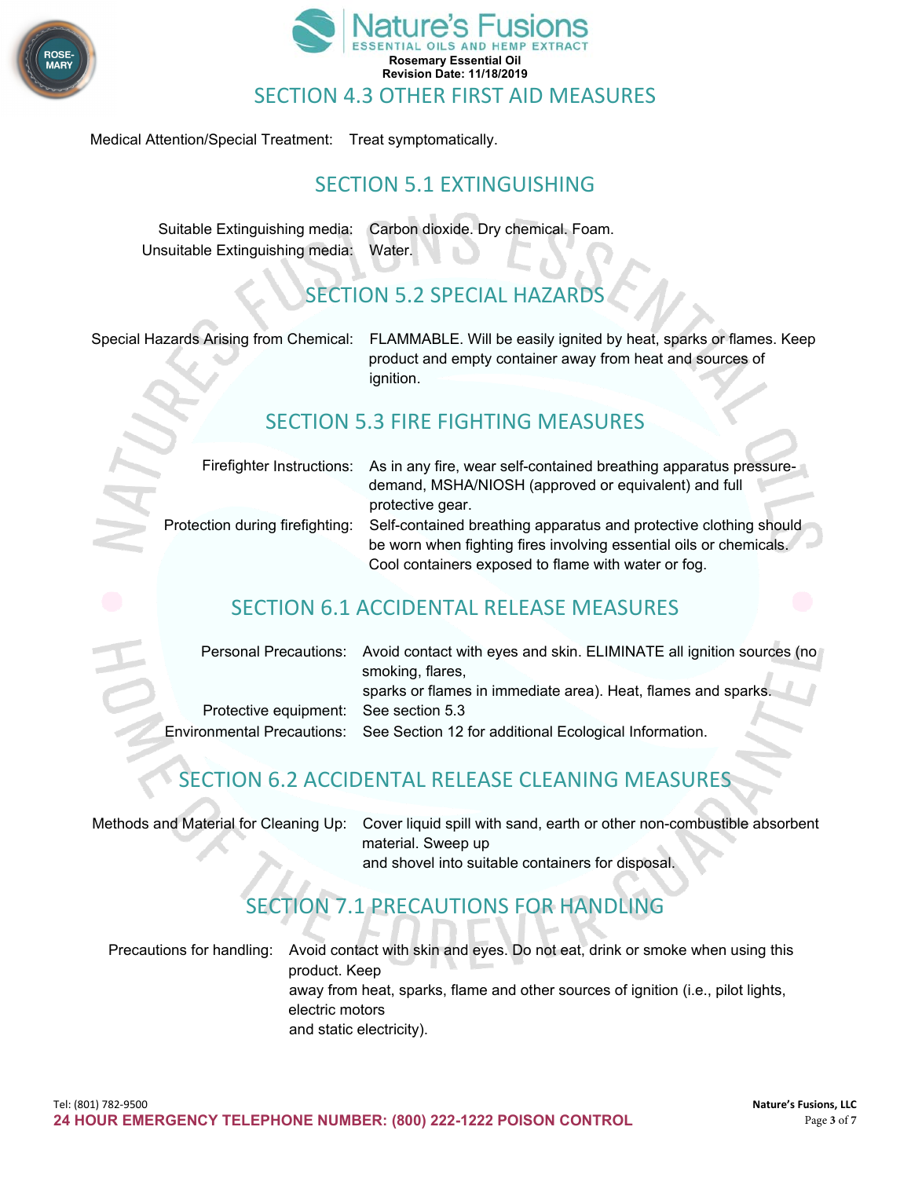## SECTION 4.3 OTHER FIRST AID MEASURES

Medical Attention/Special Treatment: Treat symptomatically.

## SECTION 5.1 EXTINGUISHING

Suitable Extinguishing media: Carbon dioxide. Dry chemical. Foam.
Unsuitable Extinguishing media: Water.

## SECTION 5.2 SPECIAL HAZARDS

Special Hazards Arising from Chemical: FLAMMABLE. Will be easily ignited by heat, sparks or flames. Keep product and empty container away from heat and sources of ignition.

## SECTION 5.3 FIRE FIGHTING MEASURES

Firefighter Instructions: As in any fire, wear self-contained breathing apparatus pressure-demand, MSHA/NIOSH (approved or equivalent) and full protective gear.

Protection during firefighting: Self-contained breathing apparatus and protective clothing should be worn when fighting fires involving essential oils or chemicals. Cool containers exposed to flame with water or fog.

## SECTION 6.1 ACCIDENTAL RELEASE MEASURES

Personal Precautions: Avoid contact with eyes and skin. ELIMINATE all ignition sources (no smoking, flares, sparks or flames in immediate area). Heat, flames and sparks.

Protective equipment: See section 5.3

Environmental Precautions: See Section 12 for additional Ecological Information.

## SECTION 6.2 ACCIDENTAL RELEASE CLEANING MEASURES

Methods and Material for Cleaning Up: Cover liquid spill with sand, earth or other non-combustible absorbent material. Sweep up and shovel into suitable containers for disposal.

## SECTION 7.1 PRECAUTIONS FOR HANDLING

Precautions for handling: Avoid contact with skin and eyes. Do not eat, drink or smoke when using this product. Keep away from heat, sparks, flame and other sources of ignition (i.e., pilot lights, electric motors and static electricity).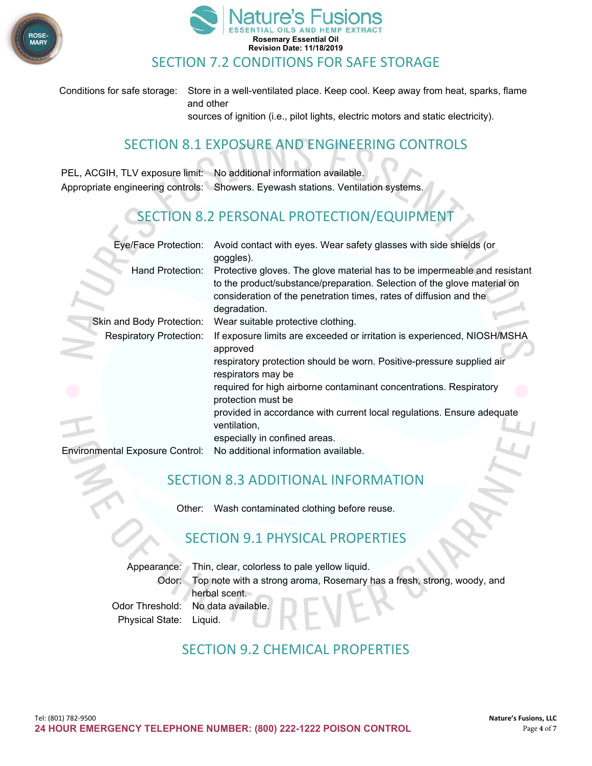## SECTION 7.2 CONDITIONS FOR SAFE STORAGE

Conditions for safe storage: Store in a well-ventilated place. Keep cool. Keep away from heat, sparks, flame and other sources of ignition (i.e., pilot lights, electric motors and static electricity).

## SECTION 8.1 EXPOSURE AND ENGINEERING CONTROLS

PEL, ACGIH, TLV exposure limit: No additional information available.

Appropriate engineering controls: Showers. Eyewash stations. Ventilation systems.

## SECTION 8.2 PERSONAL PROTECTION/EQUIPMENT

Eye/Face Protection: Avoid contact with eyes. Wear safety glasses with side shields (or goggles).

Hand Protection: Protective gloves. The glove material has to be impermeable and resistant to the product/substance/preparation. Selection of the glove material on consideration of the penetration times, rates of diffusion and the degradation.

Skin and Body Protection: Wear suitable protective clothing.

Respiratory Protection: If exposure limits are exceeded or irritation is experienced, NIOSH/MSHA approved respiratory protection should be worn. Positive-pressure supplied air respirators may be required for high airborne contaminant concentrations. Respiratory protection must be provided in accordance with current local regulations. Ensure adequate ventilation, especially in confined areas.

Environmental Exposure Control: No additional information available.

## SECTION 8.3 ADDITIONAL INFORMATION

Other: Wash contaminated clothing before reuse.

## SECTION 9.1 PHYSICAL PROPERTIES

Appearance: Thin, clear, colorless to pale yellow liquid.

Odor: Top note with a strong aroma, Rosemary has a fresh, strong, woody, and herbal scent.

Odor Threshold: No data available.

Physical State: Liquid.

## SECTION 9.2 CHEMICAL PROPERTIES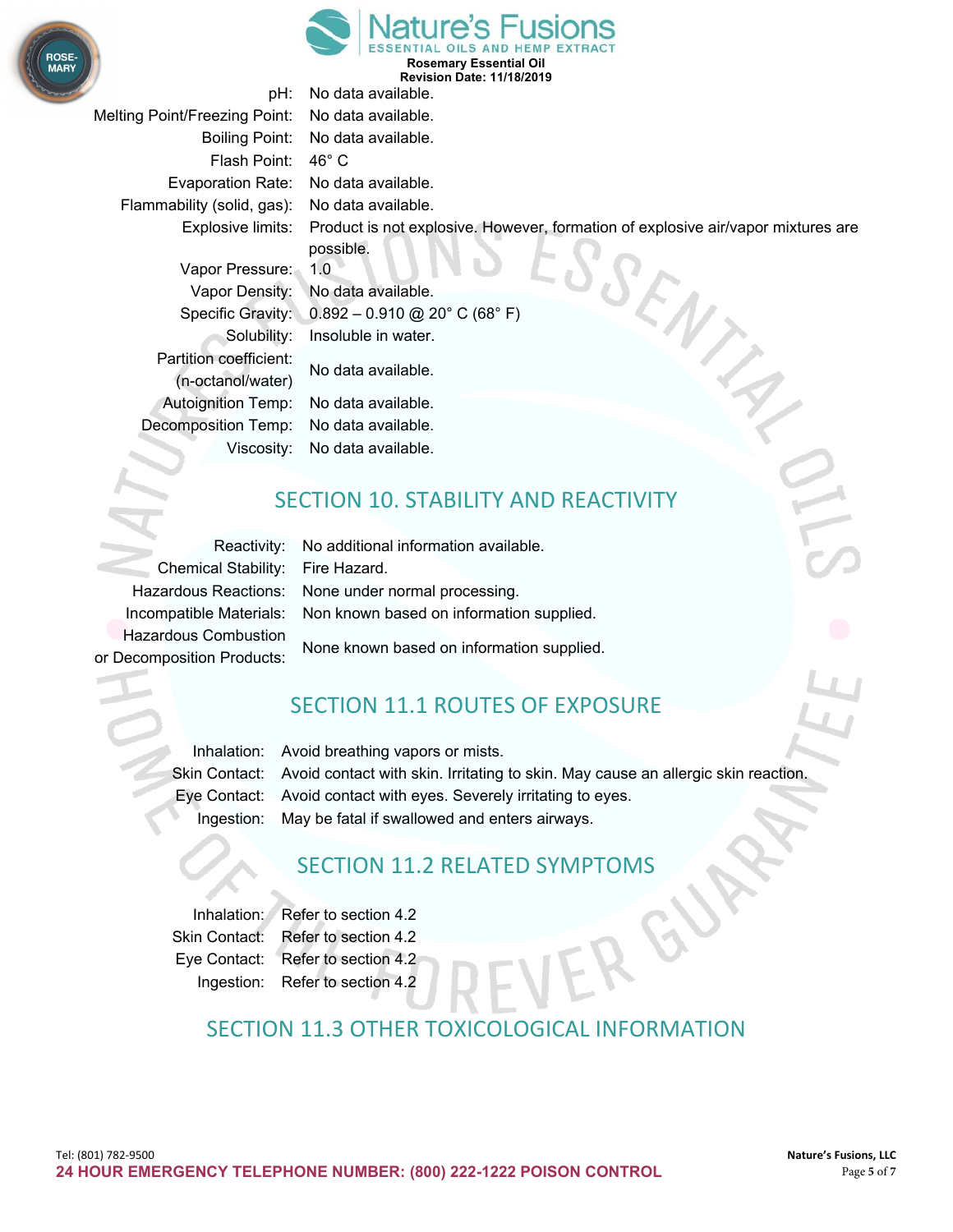| | |
|---|---|
| pH: | No data available. |
| Melting Point/Freezing Point: | No data available. |
| Boiling Point: | No data available. |
| Flash Point: | 46° C |
| Evaporation Rate: | No data available. |
| Flammability (solid, gas): | No data available. |
| Explosive limits: | Product is not explosive. However, formation of explosive air/vapor mixtures are possible. |
| Vapor Pressure: | 1.0 |
| Vapor Density: | No data available. |
| Specific Gravity: | 0.892 – 0.910 @ 20° C (68° F) |
| Solubility: | Insoluble in water. |
| Partition coefficient: (n-octanol/water) | No data available. |
| Autoignition Temp: | No data available. |
| Decomposition Temp: | No data available. |
| Viscosity: | No data available. |

## SECTION 10. STABILITY AND REACTIVITY

| | |
|---|---|
| Reactivity: | No additional information available. |
| Chemical Stability: | Fire Hazard. |
| Hazardous Reactions: | None under normal processing. |
| Incompatible Materials: | Non known based on information supplied. |
| Hazardous Combustion or Decomposition Products: | None known based on information supplied. |

## SECTION 11.1 ROUTES OF EXPOSURE

| | |
|---|---|
| Inhalation: | Avoid breathing vapors or mists. |
| Skin Contact: | Avoid contact with skin. Irritating to skin. May cause an allergic skin reaction. |
| Eye Contact: | Avoid contact with eyes. Severely irritating to eyes. |
| Ingestion: | May be fatal if swallowed and enters airways. |

## SECTION 11.2 RELATED SYMPTOMS

| | |
|---|---|
| Inhalation: | Refer to section 4.2 |
| Skin Contact: | Refer to section 4.2 |
| Eye Contact: | Refer to section 4.2 |
| Ingestion: | Refer to section 4.2 |

## SECTION 11.3 OTHER TOXICOLOGICAL INFORMATION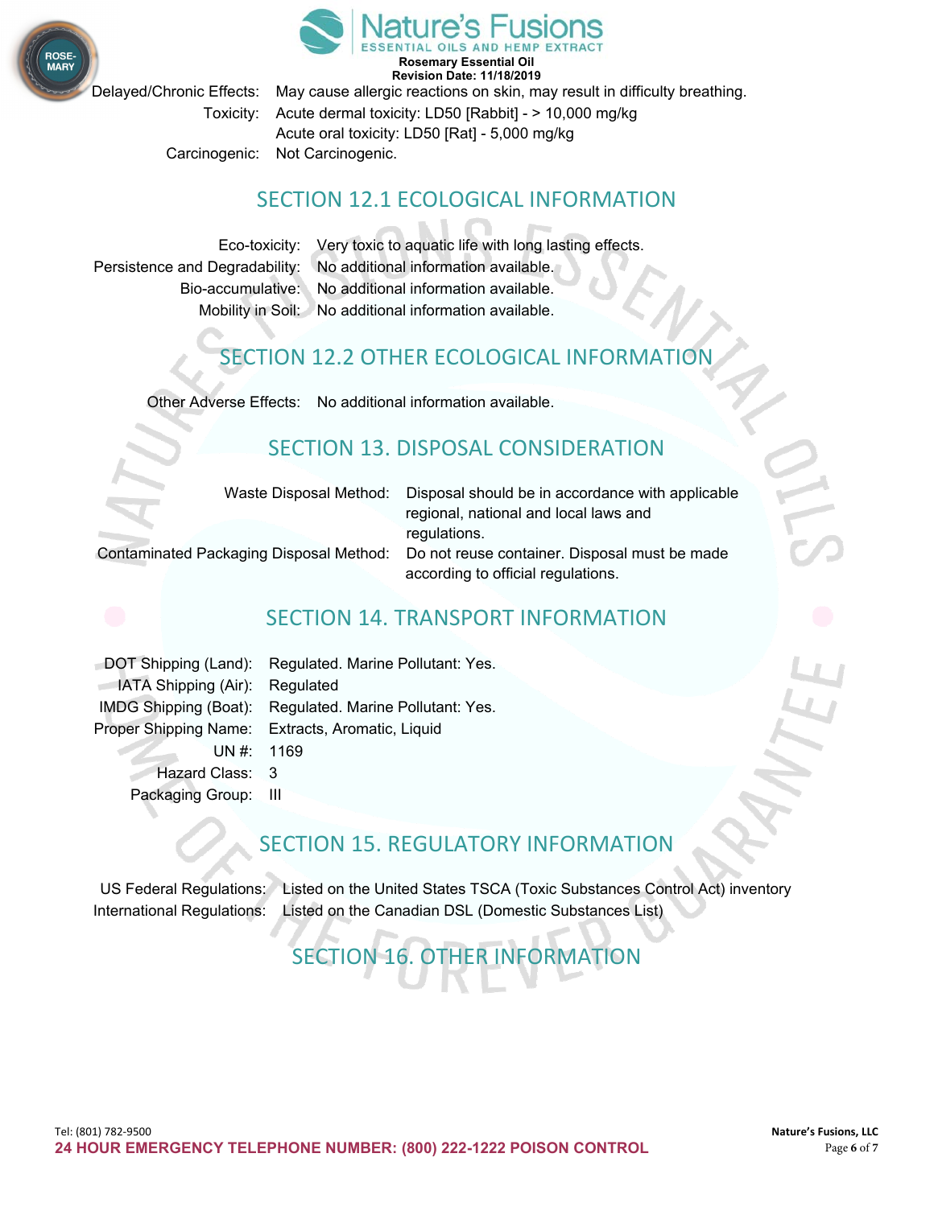| | |
|---|---|
| Delayed/Chronic Effects: | May cause allergic reactions on skin, may result in difficulty breathing. |
| Toxicity: | Acute dermal toxicity: LD50 [Rabbit] - > 10,000 mg/kg<br>Acute oral toxicity: LD50 [Rat] - 5,000 mg/kg |
| Carcinogenic: | Not Carcinogenic. |

## SECTION 12.1 ECOLOGICAL INFORMATION

| | |
|---|---|
| Eco-toxicity: | Very toxic to aquatic life with long lasting effects. |
| Persistence and Degradability: | No additional information available. |
| Bio-accumulative: | No additional information available. |
| Mobility in Soil: | No additional information available. |

## SECTION 12.2 OTHER ECOLOGICAL INFORMATION

| | |
|---|---|
| Other Adverse Effects: | No additional information available. |

## SECTION 13. DISPOSAL CONSIDERATION

| | |
|---|---|
| Waste Disposal Method: | Disposal should be in accordance with applicable regional, national and local laws and regulations. |
| Contaminated Packaging Disposal Method: | Do not reuse container. Disposal must be made according to official regulations. |

## SECTION 14. TRANSPORT INFORMATION

| | |
|---|---|
| DOT Shipping (Land): | Regulated. Marine Pollutant: Yes. |
| IATA Shipping (Air): | Regulated |
| IMDG Shipping (Boat): | Regulated. Marine Pollutant: Yes. |
| Proper Shipping Name: | Extracts, Aromatic, Liquid |
| UN #: | 1169 |
| Hazard Class: | 3 |
| Packaging Group: | III |

## SECTION 15. REGULATORY INFORMATION

| | |
|---|---|
| US Federal Regulations: | Listed on the United States TSCA (Toxic Substances Control Act) inventory |
| International Regulations: | Listed on the Canadian DSL (Domestic Substances List) |

## SECTION 16. OTHER INFORMATION

Tel: (801) 782-9500

**24 HOUR EMERGENCY TELEPHONE NUMBER: (800) 222-1222 POISON CONTROL**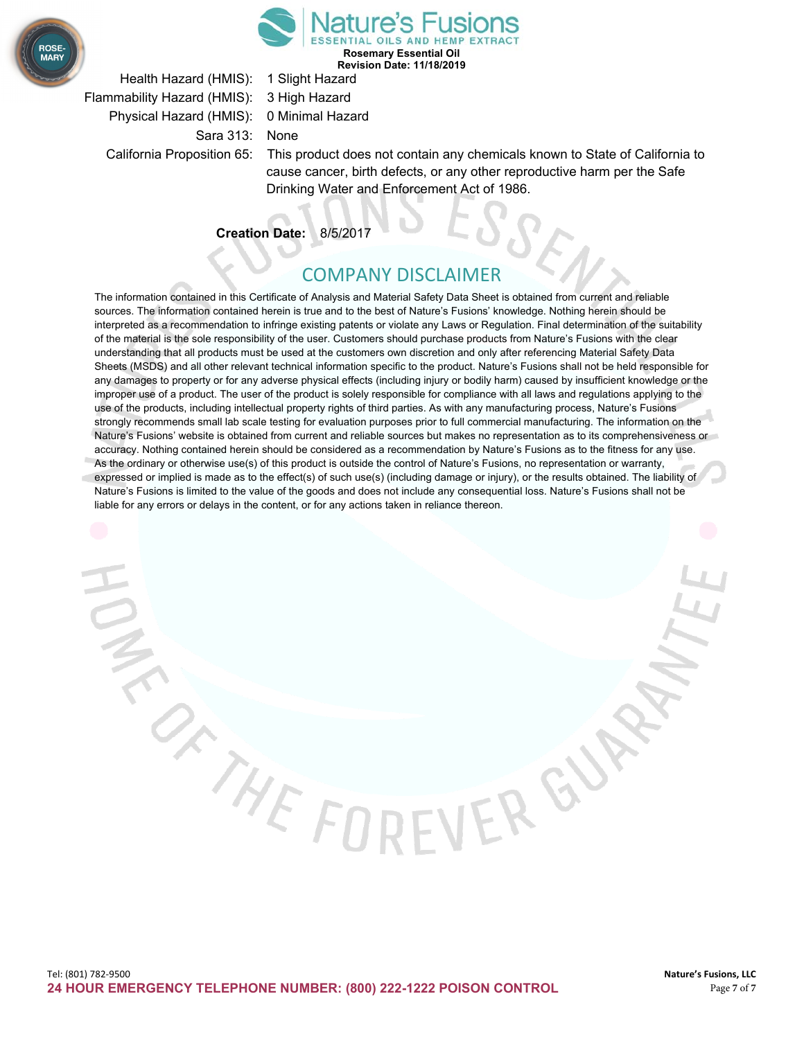| | |
|---|---|
| Health Hazard (HMIS): | 1 Slight Hazard |
| Flammability Hazard (HMIS): | 3 High Hazard |
| Physical Hazard (HMIS): | 0 Minimal Hazard |
| Sara 313: | None |
| California Proposition 65: | This product does not contain any chemicals known to State of California to cause cancer, birth defects, or any other reproductive harm per the Safe Drinking Water and Enforcement Act of 1986. |

**Creation Date:** 8/5/2017

## COMPANY DISCLAIMER

The information contained in this Certificate of Analysis and Material Safety Data Sheet is obtained from current and reliable sources. The information contained herein is true and to the best of Nature's Fusions' knowledge. Nothing herein should be interpreted as a recommendation to infringe existing patents or violate any Laws or Regulation. Final determination of the suitability of the material is the sole responsibility of the user. Customers should purchase products from Nature's Fusions with the clear understanding that all products must be used at the customers own discretion and only after referencing Material Safety Data Sheets (MSDS) and all other relevant technical information specific to the product. Nature's Fusions shall not be held responsible for any damages to property or for any adverse physical effects (including injury or bodily harm) caused by insufficient knowledge or the improper use of a product. The user of the product is solely responsible for compliance with all laws and regulations applying to the use of the products, including intellectual property rights of third parties. As with any manufacturing process, Nature's Fusions strongly recommends small lab scale testing for evaluation purposes prior to full commercial manufacturing. The information on the Nature's Fusions' website is obtained from current and reliable sources but makes no representation as to its comprehensiveness or accuracy. Nothing contained herein should be considered as a recommendation by Nature's Fusions as to the fitness for any use. As the ordinary or otherwise use(s) of this product is outside the control of Nature's Fusions, no representation or warranty, expressed or implied is made as to the effect(s) of such use(s) (including damage or injury), or the results obtained. The liability of Nature's Fusions is limited to the value of the goods and does not include any consequential loss. Nature's Fusions shall not be liable for any errors or delays in the content, or for any actions taken in reliance thereon.